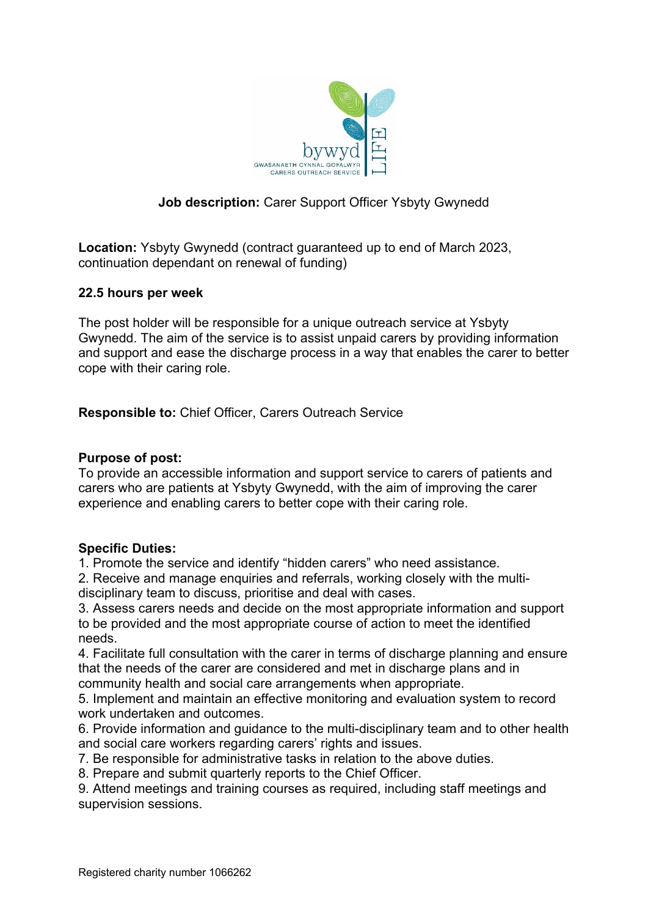bywyd LIFE

GWASANAETH CYNNAL GOFALWYR
CARERS OUTREACH SERVICE

**Job description:** Carer Support Officer Ysbyty Gwynedd

**Location:** Ysbyty Gwynedd (contract guaranteed up to end of March 2023, continuation dependant on renewal of funding)

**22.5 hours per week**

The post holder will be responsible for a unique outreach service at Ysbyty Gwynedd. The aim of the service is to assist unpaid carers by providing information and support and ease the discharge process in a way that enables the carer to better cope with their caring role.

**Responsible to:** Chief Officer, Carers Outreach Service

**Purpose of post:**
To provide an accessible information and support service to carers of patients and carers who are patients at Ysbyty Gwynedd, with the aim of improving the carer experience and enabling carers to better cope with their caring role.

**Specific Duties:**

1. Promote the service and identify "hidden carers" who need assistance.
2. Receive and manage enquiries and referrals, working closely with the multi-disciplinary team to discuss, prioritise and deal with cases.
3. Assess carers needs and decide on the most appropriate information and support to be provided and the most appropriate course of action to meet the identified needs.
4. Facilitate full consultation with the carer in terms of discharge planning and ensure that the needs of the carer are considered and met in discharge plans and in community health and social care arrangements when appropriate.
5. Implement and maintain an effective monitoring and evaluation system to record work undertaken and outcomes.
6. Provide information and guidance to the multi-disciplinary team and to other health and social care workers regarding carers' rights and issues.
7. Be responsible for administrative tasks in relation to the above duties.
8. Prepare and submit quarterly reports to the Chief Officer.
9. Attend meetings and training courses as required, including staff meetings and supervision sessions.

Registered charity number 1066262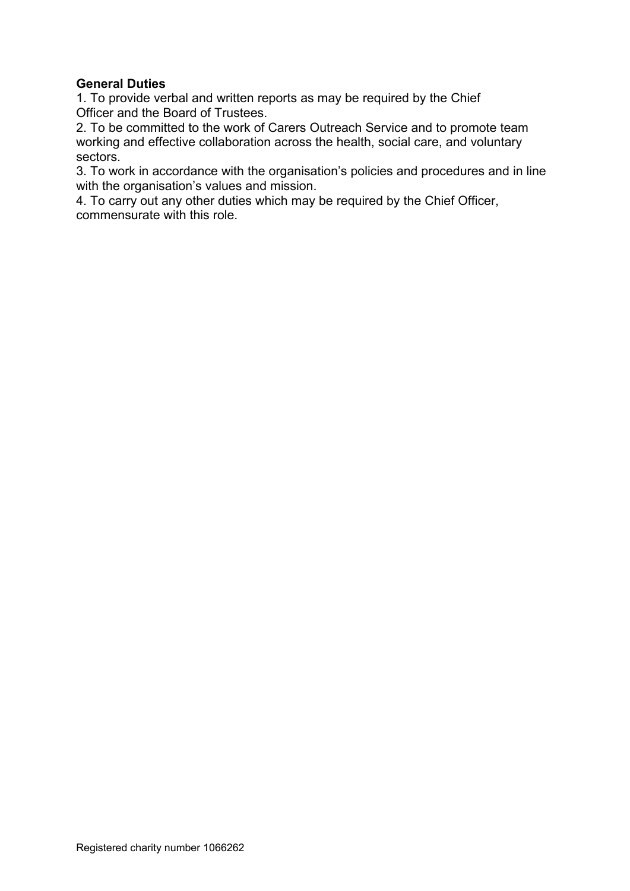**General Duties**

1. To provide verbal and written reports as may be required by the Chief Officer and the Board of Trustees.
2. To be committed to the work of Carers Outreach Service and to promote team working and effective collaboration across the health, social care, and voluntary sectors.
3. To work in accordance with the organisation's policies and procedures and in line with the organisation's values and mission.
4. To carry out any other duties which may be required by the Chief Officer, commensurate with this role.

Registered charity number 1066262